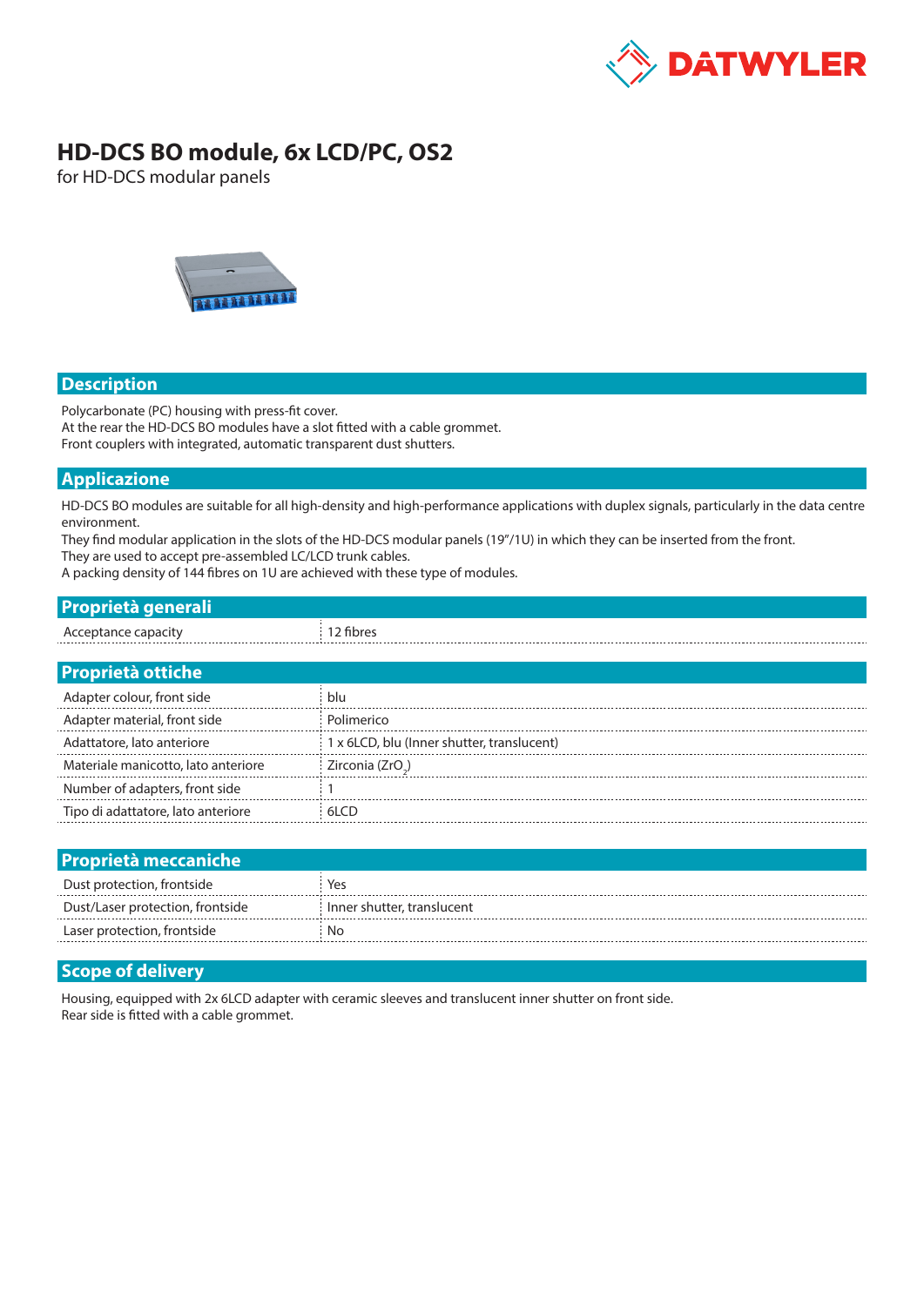# HD-DCS BO module, 6x LCD/PC, OS2

for HD-DCS modular panels

## Description

Polycarbonate (PC) housing with press-fit cover.
At the rear the HD-DCS BO modules have a slot fitted with a cable grommet.
Front couplers with integrated, automatic transparent dust shutters.

## Applicazione

HD-DCS BO modules are suitable for all high-density and high-performance applications with duplex signals, particularly in the data centre environment.
They find modular application in the slots of the HD-DCS modular panels (19"/1U) in which they can be inserted from the front.
They are used to accept pre-assembled LC/LCD trunk cables.
A packing density of 144 fibres on 1U are achieved with these type of modules.

## Proprietà generali

| | |
|---|---|
| Acceptance capacity | 12 fibres |

## Proprietà ottiche

| | |
|---|---|
| Adapter colour, front side | blu |
| Adapter material, front side | Polimerico |
| Adattatore, lato anteriore | 1 x 6LCD, blu (Inner shutter, translucent) |
| Materiale manicotto, lato anteriore | Zirconia ($ZrO_2$) |
| Number of adapters, front side | 1 |
| Tipo di adattatore, lato anteriore | 6LCD |

## Proprietà meccaniche

| | |
|---|---|
| Dust protection, frontside | Yes |
| Dust/Laser protection, frontside | Inner shutter, translucent |
| Laser protection, frontside | No |

## Scope of delivery

Housing, equipped with 2x 6LCD adapter with ceramic sleeves and translucent inner shutter on front side.
Rear side is fitted with a cable grommet.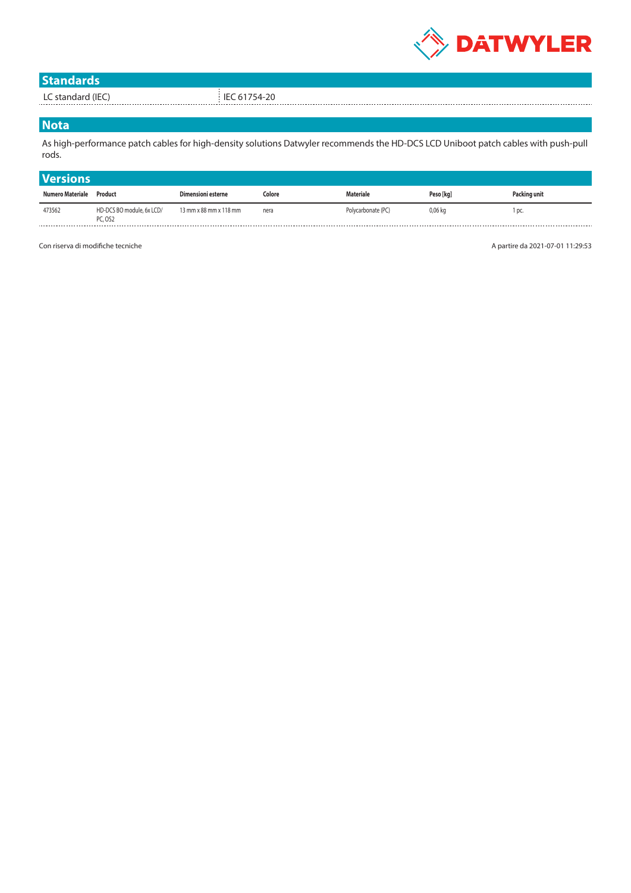## Standards

| | |
|---|---|
| LC standard (IEC) | IEC 61754-20 |

## Nota

As high-performance patch cables for high-density solutions Datwyler recommends the HD-DCS LCD Uniboot patch cables with push-pull rods.

## Versions

| Numero Materiale | Product | Dimensioni esterne | Colore | Materiale | Peso [kg] | Packing unit |
|---|---|---|---|---|---|---|
| 473562 | HD-DCS BO module, 6x LCD/PC, OS2 | 13 mm x 88 mm x 118 mm | nera | Polycarbonate (PC) | 0,06 kg | 1 pc. |

Con riserva di modifiche tecniche

A partire da 2021-07-01 11:29:53